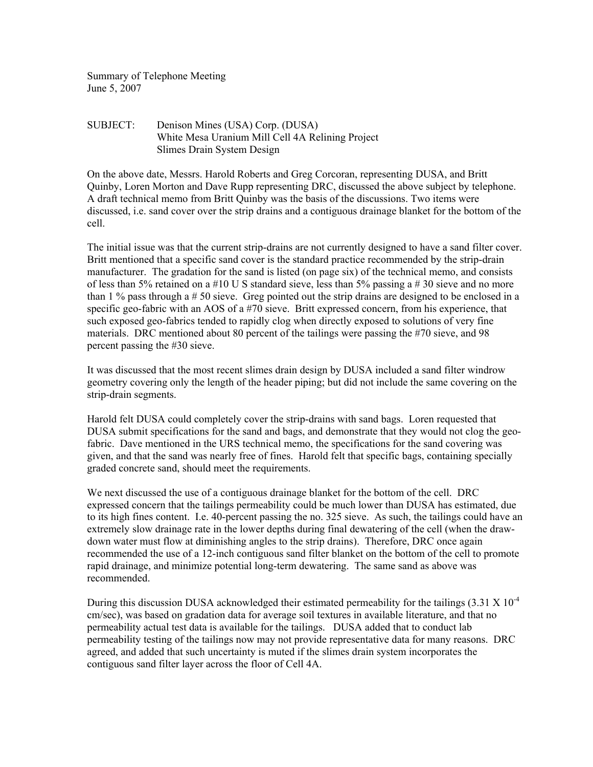Summary of Telephone Meeting
June 5, 2007

SUBJECT: Denison Mines (USA) Corp. (DUSA)
White Mesa Uranium Mill Cell 4A Relining Project
Slimes Drain System Design

On the above date, Messrs. Harold Roberts and Greg Corcoran, representing DUSA, and Britt Quinby, Loren Morton and Dave Rupp representing DRC, discussed the above subject by telephone. A draft technical memo from Britt Quinby was the basis of the discussions. Two items were discussed, i.e. sand cover over the strip drains and a contiguous drainage blanket for the bottom of the cell.

The initial issue was that the current strip-drains are not currently designed to have a sand filter cover. Britt mentioned that a specific sand cover is the standard practice recommended by the strip-drain manufacturer. The gradation for the sand is listed (on page six) of the technical memo, and consists of less than 5% retained on a #10 U S standard sieve, less than 5% passing a # 30 sieve and no more than 1 % pass through a # 50 sieve. Greg pointed out the strip drains are designed to be enclosed in a specific geo-fabric with an AOS of a #70 sieve. Britt expressed concern, from his experience, that such exposed geo-fabrics tended to rapidly clog when directly exposed to solutions of very fine materials. DRC mentioned about 80 percent of the tailings were passing the #70 sieve, and 98 percent passing the #30 sieve.

It was discussed that the most recent slimes drain design by DUSA included a sand filter windrow geometry covering only the length of the header piping; but did not include the same covering on the strip-drain segments.

Harold felt DUSA could completely cover the strip-drains with sand bags. Loren requested that DUSA submit specifications for the sand and bags, and demonstrate that they would not clog the geo-fabric. Dave mentioned in the URS technical memo, the specifications for the sand covering was given, and that the sand was nearly free of fines. Harold felt that specific bags, containing specially graded concrete sand, should meet the requirements.

We next discussed the use of a contiguous drainage blanket for the bottom of the cell. DRC expressed concern that the tailings permeability could be much lower than DUSA has estimated, due to its high fines content. I.e. 40-percent passing the no. 325 sieve. As such, the tailings could have an extremely slow drainage rate in the lower depths during final dewatering of the cell (when the draw-down water must flow at diminishing angles to the strip drains). Therefore, DRC once again recommended the use of a 12-inch contiguous sand filter blanket on the bottom of the cell to promote rapid drainage, and minimize potential long-term dewatering. The same sand as above was recommended.

During this discussion DUSA acknowledged their estimated permeability for the tailings ($3.31 \times 10^{-4}$ cm/sec), was based on gradation data for average soil textures in available literature, and that no permeability actual test data is available for the tailings. DUSA added that to conduct lab permeability testing of the tailings now may not provide representative data for many reasons. DRC agreed, and added that such uncertainty is muted if the slimes drain system incorporates the contiguous sand filter layer across the floor of Cell 4A.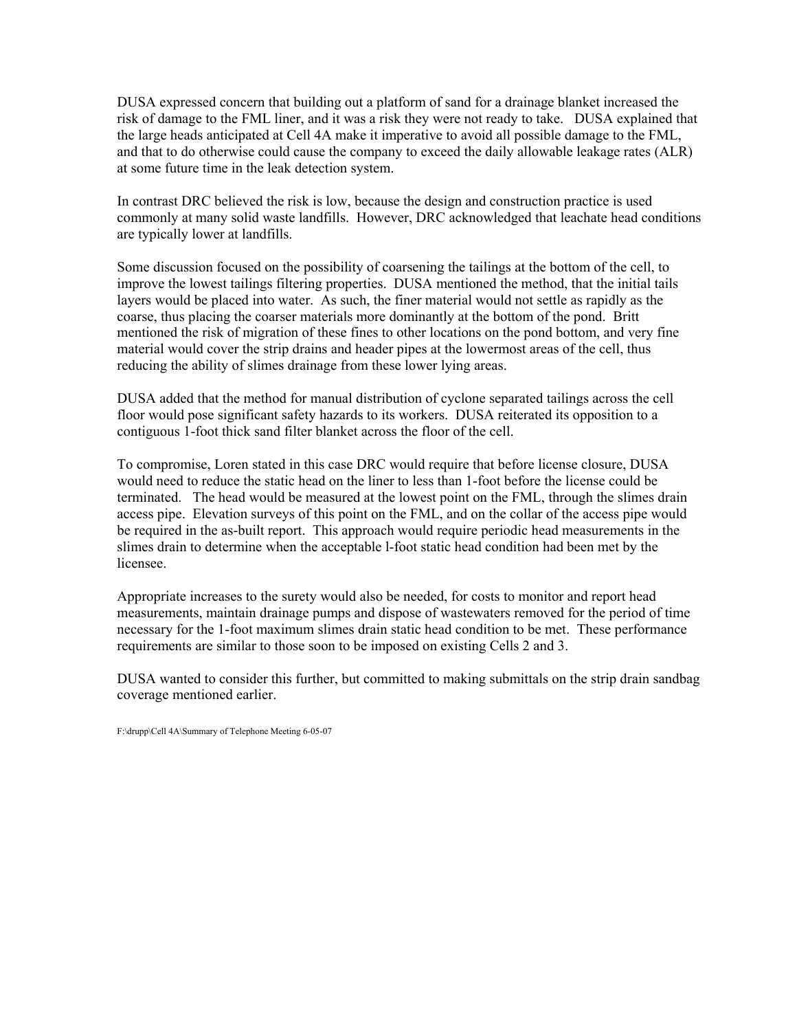DUSA expressed concern that building out a platform of sand for a drainage blanket increased the risk of damage to the FML liner, and it was a risk they were not ready to take. DUSA explained that the large heads anticipated at Cell 4A make it imperative to avoid all possible damage to the FML, and that to do otherwise could cause the company to exceed the daily allowable leakage rates (ALR) at some future time in the leak detection system.

In contrast DRC believed the risk is low, because the design and construction practice is used commonly at many solid waste landfills. However, DRC acknowledged that leachate head conditions are typically lower at landfills.

Some discussion focused on the possibility of coarsening the tailings at the bottom of the cell, to improve the lowest tailings filtering properties. DUSA mentioned the method, that the initial tails layers would be placed into water. As such, the finer material would not settle as rapidly as the coarse, thus placing the coarser materials more dominantly at the bottom of the pond. Britt mentioned the risk of migration of these fines to other locations on the pond bottom, and very fine material would cover the strip drains and header pipes at the lowermost areas of the cell, thus reducing the ability of slimes drainage from these lower lying areas.

DUSA added that the method for manual distribution of cyclone separated tailings across the cell floor would pose significant safety hazards to its workers. DUSA reiterated its opposition to a contiguous 1-foot thick sand filter blanket across the floor of the cell.

To compromise, Loren stated in this case DRC would require that before license closure, DUSA would need to reduce the static head on the liner to less than 1-foot before the license could be terminated. The head would be measured at the lowest point on the FML, through the slimes drain access pipe. Elevation surveys of this point on the FML, and on the collar of the access pipe would be required in the as-built report. This approach would require periodic head measurements in the slimes drain to determine when the acceptable l-foot static head condition had been met by the licensee.

Appropriate increases to the surety would also be needed, for costs to monitor and report head measurements, maintain drainage pumps and dispose of wastewaters removed for the period of time necessary for the 1-foot maximum slimes drain static head condition to be met. These performance requirements are similar to those soon to be imposed on existing Cells 2 and 3.

DUSA wanted to consider this further, but committed to making submittals on the strip drain sandbag coverage mentioned earlier.

F:\drupp\Cell 4A\Summary of Telephone Meeting 6-05-07